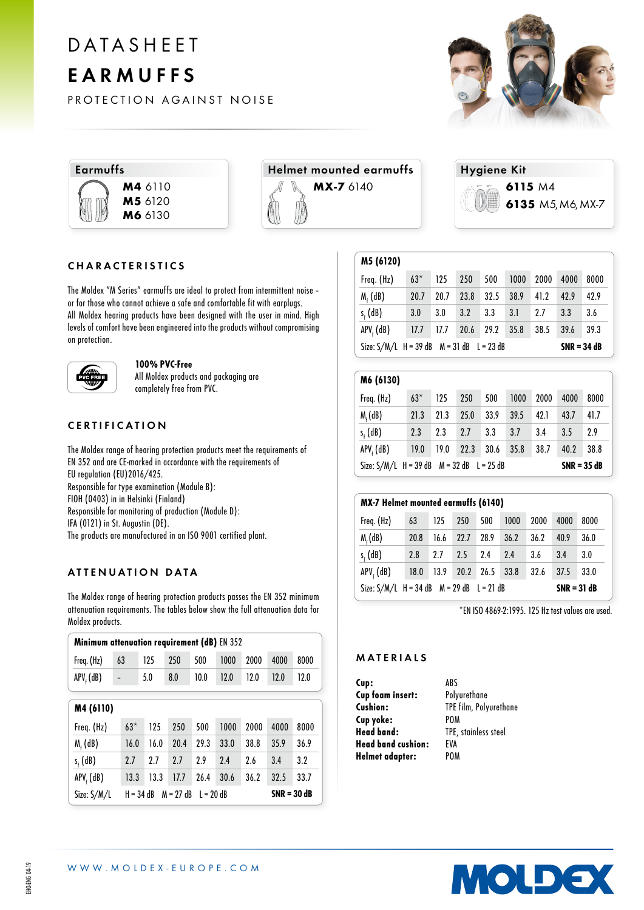# DATASHEET

# EARMUFFS

PROTECTION AGAINST NOISE

**Earmuffs**

**M4** 6110
**M5** 6120
**M6** 6130

**Helmet mounted earmuffs**

**MX-7** 6140

**Hygiene Kit**

**6115** M4
**6135** M5, M6, MX-7

## CHARACTERISTICS

The Moldex "M Series" earmuffs are ideal to protect from intermittent noise – or for those who cannot achieve a safe and comfortable fit with earplugs.
All Moldex hearing products have been designed with the user in mind. High levels of comfort have been engineered into the products without compromising on protection.

**100% PVC-Free**
All Moldex products and packaging are completely free from PVC.

## CERTIFICATION

The Moldex range of hearing protection products meet the requirements of EN 352 and are CE-marked in accordance with the requirements of EU regulation (EU)2016/425.
Responsible for type examination (Module B):
FIOH (0403) in in Helsinki (Finland).
Responsible for monitoring of production (Module D):
IFA (0121) in St. Augustin (DE).
The products are manufactured in an ISO 9001 certified plant.

## ATTENUATION DATA

The Moldex range of hearing protection products passes the EN 352 minimum attenuation requirements. The tables below show the full attenuation data for Moldex products.

**Minimum attenuation requirement (dB)** EN 352

| Freq. (Hz) | 63 | 125 | 250 | 500 | 1000 | 2000 | 4000 | 8000 |
|---|---|---|---|---|---|---|---|---|
| $APV_f$ (dB) | - | 5.0 | 8.0 | 10.0 | 12.0 | 12.0 | 12.0 | 12.0 |

**M4 (6110)**

| Freq. (Hz) | 63* | 125 | 250 | 500 | 1000 | 2000 | 4000 | 8000 |
|---|---|---|---|---|---|---|---|---|
| $M_f$ (dB) | 16.0 | 16.0 | 20.4 | 29.3 | 33.0 | 38.8 | 35.9 | 36.9 |
| $s_f$ (dB) | 2.7 | 2.7 | 2.7 | 2.9 | 2.4 | 2.6 | 3.4 | 3.2 |
| $APV_f$ (dB) | 13.3 | 13.3 | 17.7 | 26.4 | 30.6 | 36.2 | 32.5 | 33.7 |
| Size: S/M/L | H = 34 dB | M = 27 dB | L = 20 dB | | | | SNR = 30 dB | |

**M5 (6120)**

| Freq. (Hz) | 63* | 125 | 250 | 500 | 1000 | 2000 | 4000 | 8000 |
|---|---|---|---|---|---|---|---|---|
| $M_f$ (dB) | 20.7 | 20.7 | 23.8 | 32.5 | 38.9 | 41.2 | 42.9 | 42.9 |
| $s_f$ (dB) | 3.0 | 3.0 | 3.2 | 3.3 | 3.1 | 2.7 | 3.3 | 3.6 |
| $APV_f$ (dB) | 17.7 | 17.7 | 20.6 | 29.2 | 35.8 | 38.5 | 39.6 | 39.3 |
| Size: S/M/L | H = 39 dB | M = 31 dB | L = 23 dB | | | | SNR = 34 dB | |

**M6 (6130)**

| Freq. (Hz) | 63* | 125 | 250 | 500 | 1000 | 2000 | 4000 | 8000 |
|---|---|---|---|---|---|---|---|---|
| $M_f$ (dB) | 21.3 | 21.3 | 25.0 | 33.9 | 39.5 | 42.1 | 43.7 | 41.7 |
| $s_f$ (dB) | 2.3 | 2.3 | 2.7 | 3.3 | 3.7 | 3.4 | 3.5 | 2.9 |
| $APV_f$ (dB) | 19.0 | 19.0 | 22.3 | 30.6 | 35.8 | 38.7 | 40.2 | 38.8 |
| Size: S/M/L | H = 39 dB | M = 32 dB | L = 25 dB | | | | SNR = 35 dB | |

**MX-7 Helmet mounted earmuffs (6140)**

| Freq. (Hz) | 63 | 125 | 250 | 500 | 1000 | 2000 | 4000 | 8000 |
|---|---|---|---|---|---|---|---|---|
| $M_f$ (dB) | 20.8 | 16.6 | 22.7 | 28.9 | 36.2 | 36.2 | 40.9 | 36.0 |
| $s_f$ (dB) | 2.8 | 2.7 | 2.5 | 2.4 | 2.4 | 3.6 | 3.4 | 3.0 |
| $APV_f$ (dB) | 18.0 | 13.9 | 20.2 | 26.5 | 33.8 | 32.6 | 37.5 | 33.0 |
| Size: S/M/L | H = 34 dB | M = 29 dB | L = 21 dB | | | | SNR = 31 dB | |

*EN ISO 4869-2:1995. 125 Hz test values are used.

## MATERIALS

| | |
|---|---|
| **Cup:** | ABS |
| **Cup foam insert:** | Polyurethane |
| **Cushion:** | TPE film, Polyurethane |
| **Cup yoke:** | POM |
| **Head band:** | TPE, stainless steel |
| **Head band cushion:** | EVA |
| **Helmet adapter:** | POM |

WWW.MOLDEX-EUROPE.COM

MOLDEX

EHO-ENG 04-19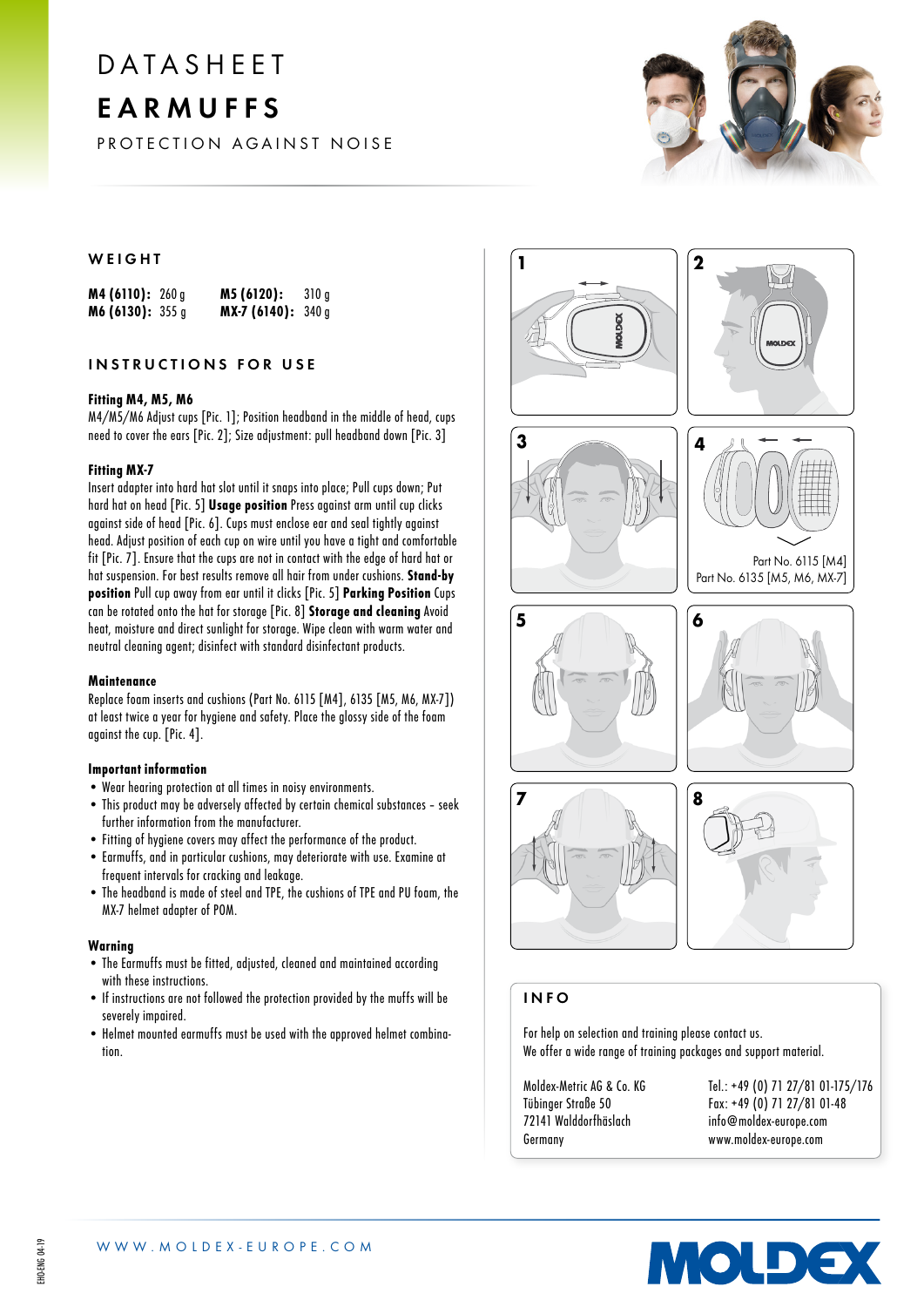# DATASHEET
# EARMUFFS
PROTECTION AGAINST NOISE

## WEIGHT

| | | | |
|---|---|---|---|
| **M4 (6110):** | 260 g | **M5 (6120):** | 310 g |
| **M6 (6130):** | 355 g | **MX-7 (6140):** | 340 g |

## INSTRUCTIONS FOR USE

### Fitting M4, M5, M6
M4/M5/M6 Adjust cups [Pic. 1]; Position headband in the middle of head, cups need to cover the ears [Pic. 2]; Size adjustment: pull headband down [Pic. 3]

### Fitting MX-7
Insert adapter into hard hat slot until it snaps into place; Pull cups down; Put hard hat on head [Pic. 5] **Usage position** Press against arm until cup clicks against side of head [Pic. 6]. Cups must enclose ear and seal tightly against head. Adjust position of each cup on wire until you have a tight and comfortable fit [Pic. 7]. Ensure that the cups are not in contact with the edge of hard hat or hat suspension. For best results remove all hair from under cushions. **Stand-by position** Pull cup away from ear until it clicks [Pic. 5] **Parking Position** Cups can be rotated onto the hat for storage [Pic. 8] **Storage and cleaning** Avoid heat, moisture and direct sunlight for storage. Wipe clean with warm water and neutral cleaning agent; disinfect with standard disinfectant products.

### Maintenance
Replace foam inserts and cushions (Part No. 6115 [M4], 6135 [M5, M6, MX-7]) at least twice a year for hygiene and safety. Place the glossy side of the foam against the cup. [Pic. 4].

### Important information
- Wear hearing protection at all times in noisy environments.
- This product may be adversely affected by certain chemical substances – seek further information from the manufacturer.
- Fitting of hygiene covers may affect the performance of the product.
- Earmuffs, and in particular cushions, may deteriorate with use. Examine at frequent intervals for cracking and leakage.
- The headband is made of steel and TPE, the cushions of TPE and PU foam, the MX-7 helmet adapter of POM.

### Warning
- The Earmuffs must be fitted, adjusted, cleaned and maintained according with these instructions.
- If instructions are not followed the protection provided by the muffs will be severely impaired.
- Helmet mounted earmuffs must be used with the approved helmet combination.

1

2

3

4

Part No. 6115 [M4]
Part No. 6135 [M5, M6, MX-7]

5

6

7

8

## INFO

For help on selection and training please contact us.
We offer a wide range of training packages and support material.

Moldex-Metric AG & Co. KG
Tübinger Straße 50
72141 Walddorfhäslach
Germany

Tel.: +49 (0) 71 27/81 01-175/176
Fax: +49 (0) 71 27/81 01-48
info@moldex-europe.com
www.moldex-europe.com

WWW.MOLDEX-EUROPE.COM

EHO-ENG 04-19